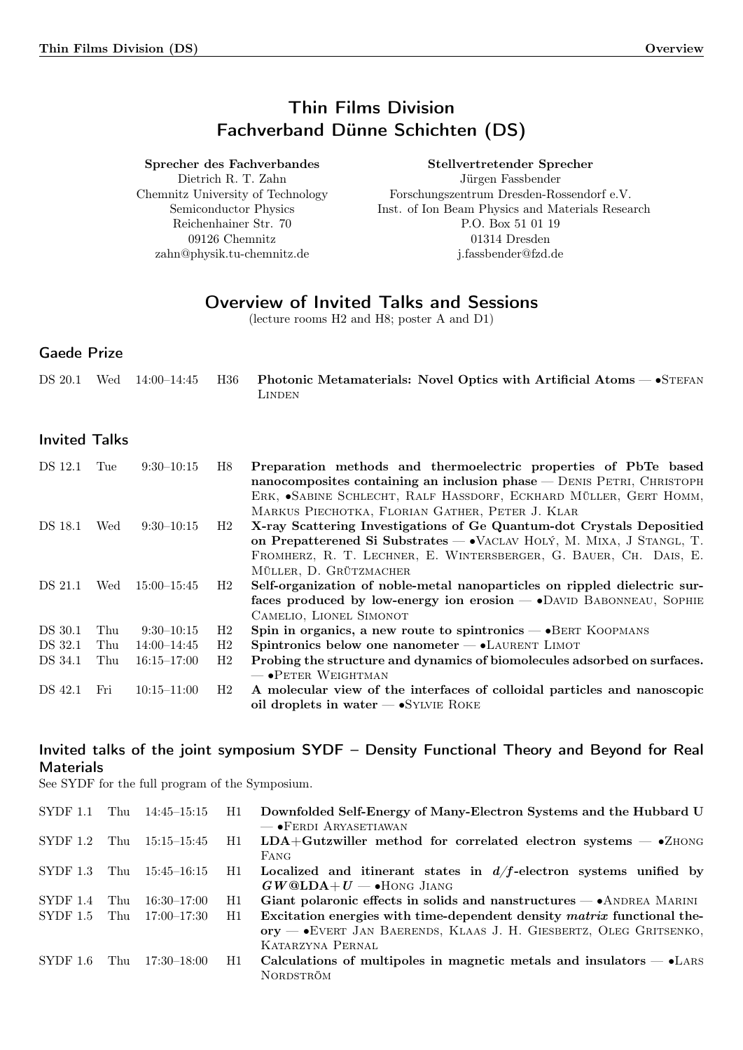# Thin Films Division
# Fachverband Dünne Schichten (DS)

**Sprecher des Fachverbandes**
Dietrich R. T. Zahn
Chemnitz University of Technology
Semiconductor Physics
Reichenhainer Str. 70
09126 Chemnitz
zahn@physik.tu-chemnitz.de

**Stellvertretender Sprecher**
Jürgen Fassbender
Forschungszentrum Dresden-Rossendorf e.V.
Inst. of Ion Beam Physics and Materials Research
P.O. Box 51 01 19
01314 Dresden
j.fassbender@fzd.de

## Overview of Invited Talks and Sessions

(lecture rooms H2 and H8; poster A and D1)

### Gaede Prize

| | | | | |
|---|---|---|---|---|
| DS 20.1 | Wed | 14:00–14:45 | H36 | **Photonic Metamaterials: Novel Optics with Artificial Atoms** — •Stefan Linden |

### Invited Talks

| | | | | |
|---|---|---|---|---|
| DS 12.1 | Tue | 9:30–10:15 | H8 | **Preparation methods and thermoelectric properties of PbTe based nanocomposites containing an inclusion phase** — Denis Petri, Christoph Erk, •Sabine Schlecht, Ralf Hassdorf, Eckhard Müller, Gert Homm, Markus Piechotka, Florian Gather, Peter J. Klar |
| DS 18.1 | Wed | 9:30–10:15 | H2 | **X-ray Scattering Investigations of Ge Quantum-dot Crystals Depositied on Prepatterened Si Substrates** — •Vaclav Holý, M. Mixa, J Stangl, T. Fromherz, R. T. Lechner, E. Wintersberger, G. Bauer, Ch. Dais, E. Müller, D. Grützmacher |
| DS 21.1 | Wed | 15:00–15:45 | H2 | **Self-organization of noble-metal nanoparticles on rippled dielectric surfaces produced by low-energy ion erosion** — •David Babonneau, Sophie Camelio, Lionel Simonot |
| DS 30.1 | Thu | 9:30–10:15 | H2 | **Spin in organics, a new route to spintronics** — •Bert Koopmans |
| DS 32.1 | Thu | 14:00–14:45 | H2 | **Spintronics below one nanometer** — •Laurent Limot |
| DS 34.1 | Thu | 16:15–17:00 | H2 | **Probing the structure and dynamics of biomolecules adsorbed on surfaces.** — •Peter Weightman |
| DS 42.1 | Fri | 10:15–11:00 | H2 | **A molecular view of the interfaces of colloidal particles and nanoscopic oil droplets in water** — •Sylvie Roke |

### Invited talks of the joint symposium SYDF – Density Functional Theory and Beyond for Real Materials

See SYDF for the full program of the Symposium.

| | | | | |
|---|---|---|---|---|
| SYDF 1.1 | Thu | 14:45–15:15 | H1 | **Downfolded Self-Energy of Many-Electron Systems and the Hubbard U** — •Ferdi Aryasetiawan |
| SYDF 1.2 | Thu | 15:15–15:45 | H1 | **LDA+Gutzwiller method for correlated electron systems** — •Zhong Fang |
| SYDF 1.3 | Thu | 15:45–16:15 | H1 | **Localized and itinerant states in *d/f*-electron systems unified by *GW*@LDA+*U*** — •Hong Jiang |
| SYDF 1.4 | Thu | 16:30–17:00 | H1 | **Giant polaronic effects in solids and nanstructures** — •Andrea Marini |
| SYDF 1.5 | Thu | 17:00–17:30 | H1 | **Excitation energies with time-dependent density *matrix* functional theory** — •Evert Jan Baerends, Klaas J. H. Giesbertz, Oleg Gritsenko, Katarzyna Pernal |
| SYDF 1.6 | Thu | 17:30–18:00 | H1 | **Calculations of multipoles in magnetic metals and insulators** — •Lars Nordström |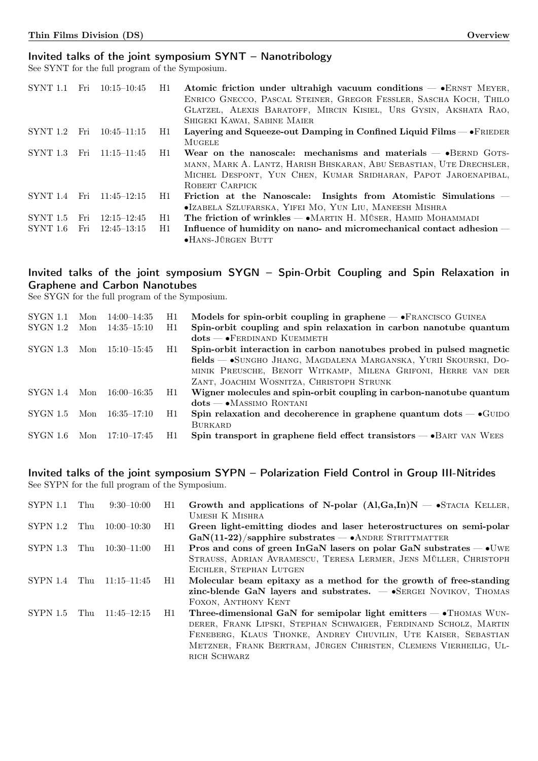## Invited talks of the joint symposium SYNT – Nanotribology

See SYNT for the full program of the Symposium.

| | | | | |
|---|---|---|---|---|
| SYNT 1.1 | Fri | 10:15–10:45 | H1 | **Atomic friction under ultrahigh vacuum conditions** — •Ernst Meyer, Enrico Gnecco, Pascal Steiner, Gregor Fessler, Sascha Koch, Thilo Glatzel, Alexis Baratoff, Mircin Kisiel, Urs Gysin, Akshata Rao, Shigeki Kawai, Sabine Maier |
| SYNT 1.2 | Fri | 10:45–11:15 | H1 | **Layering and Squeeze-out Damping in Confined Liquid Films** — •Frieder Mugele |
| SYNT 1.3 | Fri | 11:15–11:45 | H1 | **Wear on the nanoscale: mechanisms and materials** — •Bernd Gotsmann, Mark A. Lantz, Harish Bhskaran, Abu Sebastian, Ute Drechsler, Michel Despont, Yun Chen, Kumar Sridharan, Papot Jaroenapibal, Robert Carpick |
| SYNT 1.4 | Fri | 11:45–12:15 | H1 | **Friction at the Nanoscale: Insights from Atomistic Simulations** — •Izabela Szlufarska, Yifei Mo, Yun Liu, Maneesh Mishra |
| SYNT 1.5 | Fri | 12:15–12:45 | H1 | **The friction of wrinkles** — •Martin H. Müser, Hamid Mohammadi |
| SYNT 1.6 | Fri | 12:45–13:15 | H1 | **Influence of humidity on nano- and micromechanical contact adhesion** — •Hans-Jürgen Butt |

## Invited talks of the joint symposium SYGN – Spin-Orbit Coupling and Spin Relaxation in Graphene and Carbon Nanotubes

See SYGN for the full program of the Symposium.

| | | | | |
|---|---|---|---|---|
| SYGN 1.1 | Mon | 14:00–14:35 | H1 | **Models for spin-orbit coupling in graphene** — •Francisco Guinea |
| SYGN 1.2 | Mon | 14:35–15:10 | H1 | **Spin-orbit coupling and spin relaxation in carbon nanotube quantum dots** — •Ferdinand Kuemmeth |
| SYGN 1.3 | Mon | 15:10–15:45 | H1 | **Spin-orbit interaction in carbon nanotubes probed in pulsed magnetic fields** — •Sungho Jhang, Magdalena Marganska, Yurii Skourski, Dominik Preusche, Benoit Witkamp, Milena Grifoni, Herre van der Zant, Joachim Wosnitza, Christoph Strunk |
| SYGN 1.4 | Mon | 16:00–16:35 | H1 | **Wigner molecules and spin-orbit coupling in carbon-nanotube quantum dots** — •Massimo Rontani |
| SYGN 1.5 | Mon | 16:35–17:10 | H1 | **Spin relaxation and decoherence in graphene quantum dots** — •Guido Burkard |
| SYGN 1.6 | Mon | 17:10–17:45 | H1 | **Spin transport in graphene field effect transistors** — •Bart van Wees |

## Invited talks of the joint symposium SYPN – Polarization Field Control in Group III-Nitrides

See SYPN for the full program of the Symposium.

| | | | | |
|---|---|---|---|---|
| SYPN 1.1 | Thu | 9:30–10:00 | H1 | **Growth and applications of N-polar (Al,Ga,In)N** — •Stacia Keller, Umesh K Mishra |
| SYPN 1.2 | Thu | 10:00–10:30 | H1 | **Green light-emitting diodes and laser heterostructures on semi-polar GaN(11-22)/sapphire substrates** — •Andre Strittmatter |
| SYPN 1.3 | Thu | 10:30–11:00 | H1 | **Pros and cons of green InGaN lasers on polar GaN substrates** — •Uwe Strauss, Adrian Avramescu, Teresa Lermer, Jens Müller, Christoph Eichler, Stephan Lutgen |
| SYPN 1.4 | Thu | 11:15–11:45 | H1 | **Molecular beam epitaxy as a method for the growth of free-standing zinc-blende GaN layers and substrates.** — •Sergei Novikov, Thomas Foxon, Anthony Kent |
| SYPN 1.5 | Thu | 11:45–12:15 | H1 | **Three-dimensional GaN for semipolar light emitters** — •Thomas Wunderer, Frank Lipski, Stephan Schwaiger, Ferdinand Scholz, Martin Feneberg, Klaus Thonke, Andrey Chuvilin, Ute Kaiser, Sebastian Metzner, Frank Bertram, Jürgen Christen, Clemens Vierheilig, Ulrich Schwarz |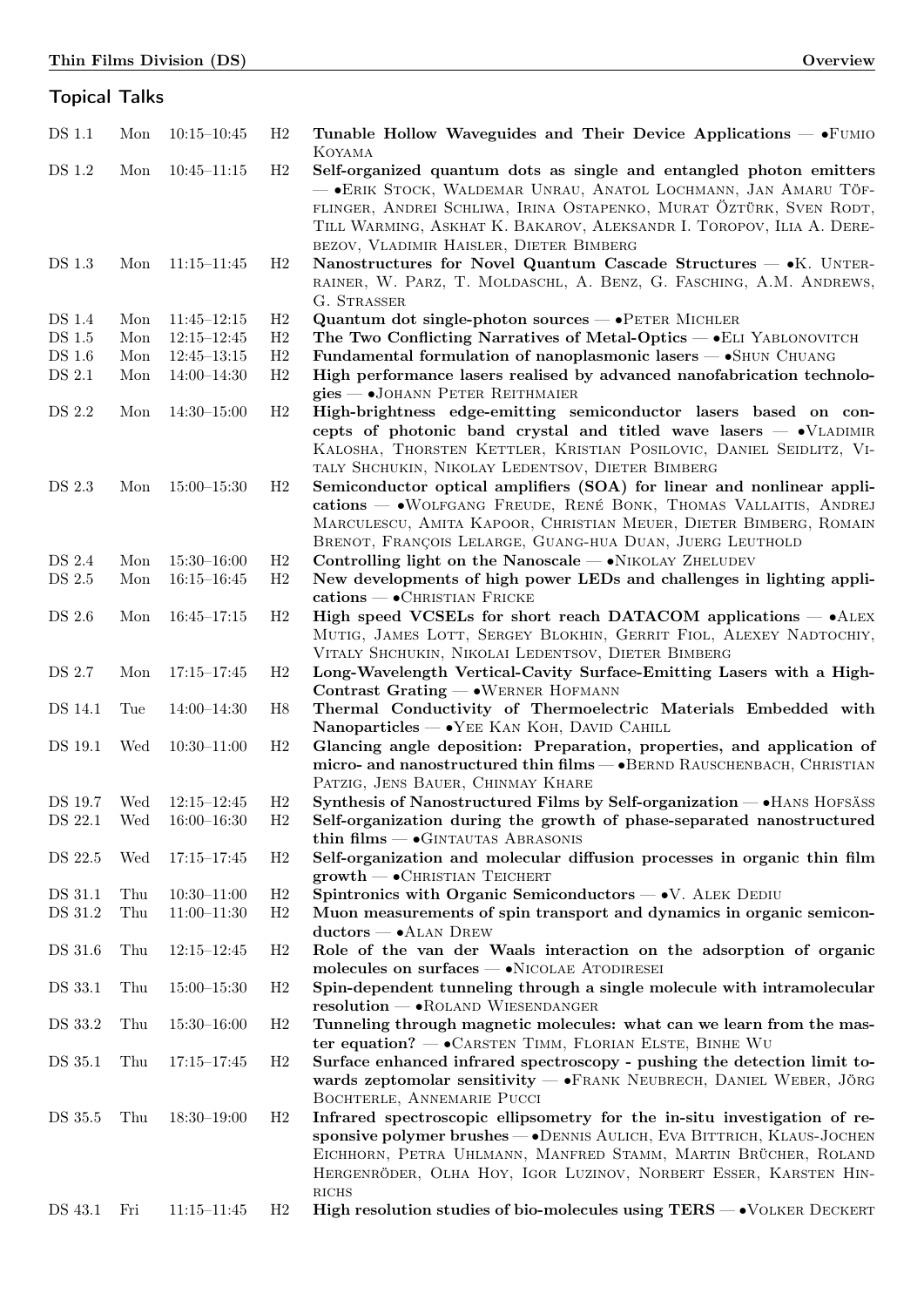## Topical Talks

| | | | | |
|---|---|---|---|---|
| DS 1.1 | Mon | 10:15–10:45 | H2 | **Tunable Hollow Waveguides and Their Device Applications** — •Fumio Koyama |
| DS 1.2 | Mon | 10:45–11:15 | H2 | **Self-organized quantum dots as single and entangled photon emitters** — •Erik Stock, Waldemar Unrau, Anatol Lochmann, Jan Amaru Töfflinger, Andrei Schliwa, Irina Ostapenko, Murat Öztürk, Sven Rodt, Till Warming, Askhat K. Bakarov, Aleksandr I. Toropov, Ilia A. Derebezov, Vladimir Haisler, Dieter Bimberg |
| DS 1.3 | Mon | 11:15–11:45 | H2 | **Nanostructures for Novel Quantum Cascade Structures** — •K. Unterrainer, W. Parz, T. Moldaschl, A. Benz, G. Fasching, A.M. Andrews, G. Strasser |
| DS 1.4 | Mon | 11:45–12:15 | H2 | **Quantum dot single-photon sources** — •Peter Michler |
| DS 1.5 | Mon | 12:15–12:45 | H2 | **The Two Conflicting Narratives of Metal-Optics** — •Eli Yablonovitch |
| DS 1.6 | Mon | 12:45–13:15 | H2 | **Fundamental formulation of nanoplasmonic lasers** — •Shun Chuang |
| DS 2.1 | Mon | 14:00–14:30 | H2 | **High performance lasers realised by advanced nanofabrication technologies** — •Johann Peter Reithmaier |
| DS 2.2 | Mon | 14:30–15:00 | H2 | **High-brightness edge-emitting semiconductor lasers based on concepts of photonic band crystal and titled wave lasers** — •Vladimir Kalosha, Thorsten Kettler, Kristian Posilovic, Daniel Seidlitz, Vitaly Shchukin, Nikolay Ledentsov, Dieter Bimberg |
| DS 2.3 | Mon | 15:00–15:30 | H2 | **Semiconductor optical amplifiers (SOA) for linear and nonlinear applications** — •Wolfgang Freude, René Bonk, Thomas Vallaitis, Andrej Marculescu, Amita Kapoor, Christian Meuer, Dieter Bimberg, Romain Brenot, François Lelarge, Guang-hua Duan, Juerg Leuthold |
| DS 2.4 | Mon | 15:30–16:00 | H2 | **Controlling light on the Nanoscale** — •Nikolay Zheludev |
| DS 2.5 | Mon | 16:15–16:45 | H2 | **New developments of high power LEDs and challenges in lighting applications** — •Christian Fricke |
| DS 2.6 | Mon | 16:45–17:15 | H2 | **High speed VCSELs for short reach DATACOM applications** — •Alex Mutig, James Lott, Sergey Blokhin, Gerrit Fiol, Alexey Nadtochiy, Vitaly Shchukin, Nikolai Ledentsov, Dieter Bimberg |
| DS 2.7 | Mon | 17:15–17:45 | H2 | **Long-Wavelength Vertical-Cavity Surface-Emitting Lasers with a High-Contrast Grating** — •Werner Hofmann |
| DS 14.1 | Tue | 14:00–14:30 | H8 | **Thermal Conductivity of Thermoelectric Materials Embedded with Nanoparticles** — •Yee Kan Koh, David Cahill |
| DS 19.1 | Wed | 10:30–11:00 | H2 | **Glancing angle deposition: Preparation, properties, and application of micro- and nanostructured thin films** — •Bernd Rauschenbach, Christian Patzig, Jens Bauer, Chinmay Khare |
| DS 19.7 | Wed | 12:15–12:45 | H2 | **Synthesis of Nanostructured Films by Self-organization** — •Hans Hofsäss |
| DS 22.1 | Wed | 16:00–16:30 | H2 | **Self-organization during the growth of phase-separated nanostructured thin films** — •Gintautas Abrasonis |
| DS 22.5 | Wed | 17:15–17:45 | H2 | **Self-organization and molecular diffusion processes in organic thin film growth** — •Christian Teichert |
| DS 31.1 | Thu | 10:30–11:00 | H2 | **Spintronics with Organic Semiconductors** — •V. Alek Dediu |
| DS 31.2 | Thu | 11:00–11:30 | H2 | **Muon measurements of spin transport and dynamics in organic semiconductors** — •Alan Drew |
| DS 31.6 | Thu | 12:15–12:45 | H2 | **Role of the van der Waals interaction on the adsorption of organic molecules on surfaces** — •Nicolae Atodiresei |
| DS 33.1 | Thu | 15:00–15:30 | H2 | **Spin-dependent tunneling through a single molecule with intramolecular resolution** — •Roland Wiesendanger |
| DS 33.2 | Thu | 15:30–16:00 | H2 | **Tunneling through magnetic molecules: what can we learn from the master equation?** — •Carsten Timm, Florian Elste, Binhe Wu |
| DS 35.1 | Thu | 17:15–17:45 | H2 | **Surface enhanced infrared spectroscopy - pushing the detection limit towards zeptomolar sensitivity** — •Frank Neubrech, Daniel Weber, Jörg Bochterle, Annemarie Pucci |
| DS 35.5 | Thu | 18:30–19:00 | H2 | **Infrared spectroscopic ellipsometry for the in-situ investigation of responsive polymer brushes** — •Dennis Aulich, Eva Bittrich, Klaus-Jochen Eichhorn, Petra Uhlmann, Manfred Stamm, Martin Brücher, Roland Hergenröder, Olha Hoy, Igor Luzinov, Norbert Esser, Karsten Hinrichs |
| DS 43.1 | Fri | 11:15–11:45 | H2 | **High resolution studies of bio-molecules using TERS** — •Volker Deckert |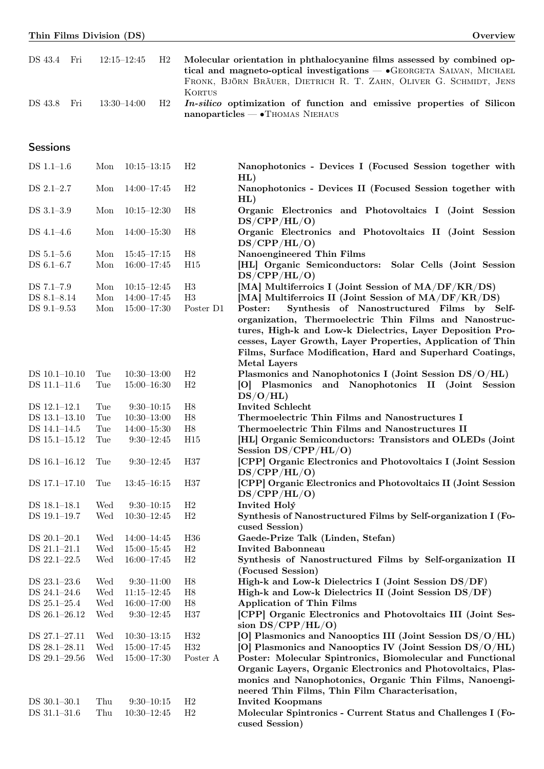| | | | | |
|---|---|---|---|---|
| DS 43.4 | Fri | 12:15–12:45 | H2 | **Molecular orientation in phthalocyanine films assessed by combined optical and magneto-optical investigations** — •Georgeta Salvan, Michael Fronk, Björn Bräuer, Dietrich R. T. Zahn, Oliver G. Schmidt, Jens Kortus |
| DS 43.8 | Fri | 13:30–14:00 | H2 | ***In-silico* optimization of function and emissive properties of Silicon nanoparticles** — •Thomas Niehaus |

## Sessions

| | | | | |
|---|---|---|---|---|
| DS 1.1–1.6 | Mon | 10:15–13:15 | H2 | **Nanophotonics - Devices I (Focused Session together with HL)** |
| DS 2.1–2.7 | Mon | 14:00–17:45 | H2 | **Nanophotonics - Devices II (Focused Session together with HL)** |
| DS 3.1–3.9 | Mon | 10:15–12:30 | H8 | **Organic Electronics and Photovoltaics I (Joint Session DS/CPP/HL/O)** |
| DS 4.1–4.6 | Mon | 14:00–15:30 | H8 | **Organic Electronics and Photovoltaics II (Joint Session DS/CPP/HL/O)** |
| DS 5.1–5.6 | Mon | 15:45–17:15 | H8 | **Nanoengineered Thin Films** |
| DS 6.1–6.7 | Mon | 16:00–17:45 | H15 | **[HL] Organic Semiconductors: Solar Cells (Joint Session DS/CPP/HL/O)** |
| DS 7.1–7.9 | Mon | 10:15–12:45 | H3 | **[MA] Multiferroics I (Joint Session of MA/DF/KR/DS)** |
| DS 8.1–8.14 | Mon | 14:00–17:45 | H3 | **[MA] Multiferroics II (Joint Session of MA/DF/KR/DS)** |
| DS 9.1–9.53 | Mon | 15:00–17:30 | Poster D1 | **Poster: Synthesis of Nanostructured Films by Self-organization, Thermoelectric Thin Films and Nanostructures, High-k and Low-k Dielectrics, Layer Deposition Processes, Layer Growth, Layer Properties, Application of Thin Films, Surface Modification, Hard and Superhard Coatings, Metal Layers** |
| DS 10.1–10.10 | Tue | 10:30–13:00 | H2 | **Plasmonics and Nanophotonics I (Joint Session DS/O/HL)** |
| DS 11.1–11.6 | Tue | 15:00–16:30 | H2 | **[O] Plasmonics and Nanophotonics II (Joint Session DS/O/HL)** |
| DS 12.1–12.1 | Tue | 9:30–10:15 | H8 | **Invited Schlecht** |
| DS 13.1–13.10 | Tue | 10:30–13:00 | H8 | **Thermoelectric Thin Films and Nanostructures I** |
| DS 14.1–14.5 | Tue | 14:00–15:30 | H8 | **Thermoelectric Thin Films and Nanostructures II** |
| DS 15.1–15.12 | Tue | 9:30–12:45 | H15 | **[HL] Organic Semiconductors: Transistors and OLEDs (Joint Session DS/CPP/HL/O)** |
| DS 16.1–16.12 | Tue | 9:30–12:45 | H37 | **[CPP] Organic Electronics and Photovoltaics I (Joint Session DS/CPP/HL/O)** |
| DS 17.1–17.10 | Tue | 13:45–16:15 | H37 | **[CPP] Organic Electronics and Photovoltaics II (Joint Session DS/CPP/HL/O)** |
| DS 18.1–18.1 | Wed | 9:30–10:15 | H2 | **Invited Holý** |
| DS 19.1–19.7 | Wed | 10:30–12:45 | H2 | **Synthesis of Nanostructured Films by Self-organization I (Focused Session)** |
| DS 20.1–20.1 | Wed | 14:00–14:45 | H36 | **Gaede-Prize Talk (Linden, Stefan)** |
| DS 21.1–21.1 | Wed | 15:00–15:45 | H2 | **Invited Babonneau** |
| DS 22.1–22.5 | Wed | 16:00–17:45 | H2 | **Synthesis of Nanostructured Films by Self-organization II (Focused Session)** |
| DS 23.1–23.6 | Wed | 9:30–11:00 | H8 | **High-k and Low-k Dielectrics I (Joint Session DS/DF)** |
| DS 24.1–24.6 | Wed | 11:15–12:45 | H8 | **High-k and Low-k Dielectrics II (Joint Session DS/DF)** |
| DS 25.1–25.4 | Wed | 16:00–17:00 | H8 | **Application of Thin Films** |
| DS 26.1–26.12 | Wed | 9:30–12:45 | H37 | **[CPP] Organic Electronics and Photovoltaics III (Joint Session DS/CPP/HL/O)** |
| DS 27.1–27.11 | Wed | 10:30–13:15 | H32 | **[O] Plasmonics and Nanooptics III (Joint Session DS/O/HL)** |
| DS 28.1–28.11 | Wed | 15:00–17:45 | H32 | **[O] Plasmonics and Nanooptics IV (Joint Session DS/O/HL)** |
| DS 29.1–29.56 | Wed | 15:00–17:30 | Poster A | **Poster: Molecular Spintronics, Biomolecular and Functional Organic Layers, Organic Electronics and Photovoltaics, Plasmonics and Nanophotonics, Organic Thin Films, Nanoengineered Thin Films, Thin Film Characterisation,** |
| DS 30.1–30.1 | Thu | 9:30–10:15 | H2 | **Invited Koopmans** |
| DS 31.1–31.6 | Thu | 10:30–12:45 | H2 | **Molecular Spintronics - Current Status and Challenges I (Focused Session)** |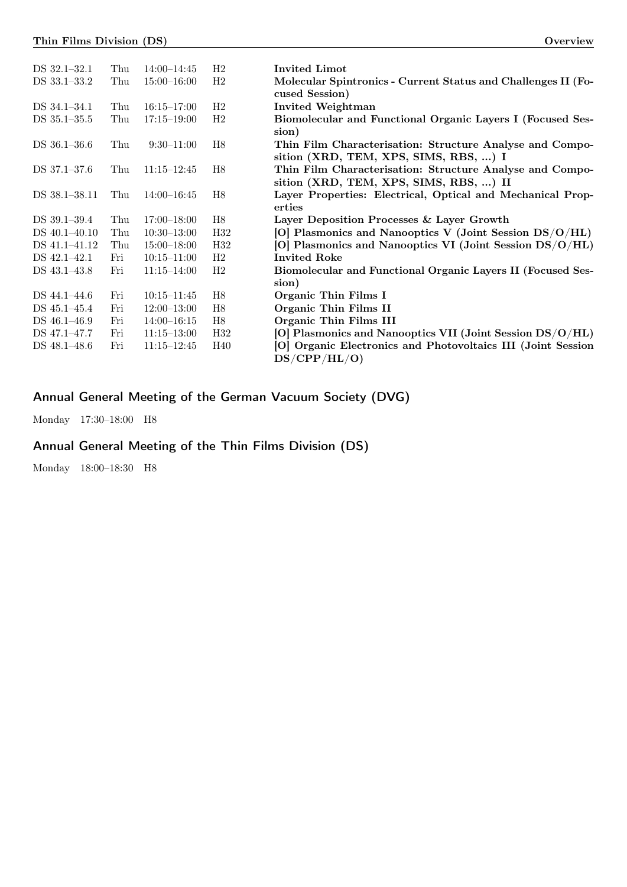| | | | | |
|---|---|---|---|---|
| DS 32.1–32.1 | Thu | 14:00–14:45 | H2 | **Invited Limot** |
| DS 33.1–33.2 | Thu | 15:00–16:00 | H2 | **Molecular Spintronics - Current Status and Challenges II (Focused Session)** |
| DS 34.1–34.1 | Thu | 16:15–17:00 | H2 | **Invited Weightman** |
| DS 35.1–35.5 | Thu | 17:15–19:00 | H2 | **Biomolecular and Functional Organic Layers I (Focused Session)** |
| DS 36.1–36.6 | Thu | 9:30–11:00 | H8 | **Thin Film Characterisation: Structure Analyse and Composition (XRD, TEM, XPS, SIMS, RBS, ...) I** |
| DS 37.1–37.6 | Thu | 11:15–12:45 | H8 | **Thin Film Characterisation: Structure Analyse and Composition (XRD, TEM, XPS, SIMS, RBS, ...) II** |
| DS 38.1–38.11 | Thu | 14:00–16:45 | H8 | **Layer Properties: Electrical, Optical and Mechanical Properties** |
| DS 39.1–39.4 | Thu | 17:00–18:00 | H8 | **Layer Deposition Processes & Layer Growth** |
| DS 40.1–40.10 | Thu | 10:30–13:00 | H32 | **[O] Plasmonics and Nanooptics V (Joint Session DS/O/HL)** |
| DS 41.1–41.12 | Thu | 15:00–18:00 | H32 | **[O] Plasmonics and Nanooptics VI (Joint Session DS/O/HL)** |
| DS 42.1–42.1 | Fri | 10:15–11:00 | H2 | **Invited Roke** |
| DS 43.1–43.8 | Fri | 11:15–14:00 | H2 | **Biomolecular and Functional Organic Layers II (Focused Session)** |
| DS 44.1–44.6 | Fri | 10:15–11:45 | H8 | **Organic Thin Films I** |
| DS 45.1–45.4 | Fri | 12:00–13:00 | H8 | **Organic Thin Films II** |
| DS 46.1–46.9 | Fri | 14:00–16:15 | H8 | **Organic Thin Films III** |
| DS 47.1–47.7 | Fri | 11:15–13:00 | H32 | **[O] Plasmonics and Nanooptics VII (Joint Session DS/O/HL)** |
| DS 48.1–48.6 | Fri | 11:15–12:45 | H40 | **[O] Organic Electronics and Photovoltaics III (Joint Session DS/CPP/HL/O)** |

## Annual General Meeting of the German Vacuum Society (DVG)

Monday 17:30–18:00 H8

## Annual General Meeting of the Thin Films Division (DS)

Monday 18:00–18:30 H8